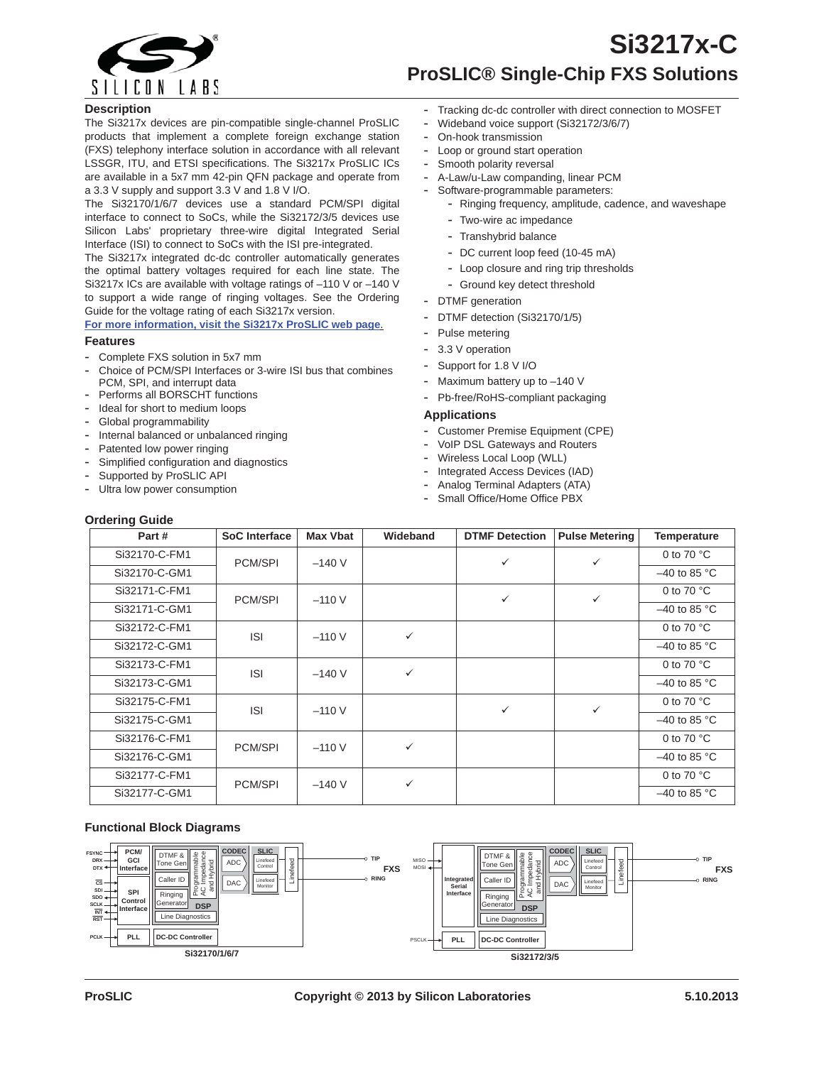# Si3217x-C

## ProSLIC® Single-Chip FXS Solutions

### Description

The Si3217x devices are pin-compatible single-channel ProSLIC products that implement a complete foreign exchange station (FXS) telephony interface solution in accordance with all relevant LSSGR, ITU, and ETSI specifications. The Si3217x ProSLIC ICs are available in a 5x7 mm 42-pin QFN package and operate from a 3.3 V supply and support 3.3 V and 1.8 V I/O.

The Si32170/1/6/7 devices use a standard PCM/SPI digital interface to connect to SoCs, while the Si32172/3/5 devices use Silicon Labs' proprietary three-wire digital Integrated Serial Interface (ISI) to connect to SoCs with the ISI pre-integrated.

The Si3217x integrated dc-dc controller automatically generates the optimal battery voltages required for each line state. The Si3217x ICs are available with voltage ratings of –110 V or –140 V to support a wide range of ringing voltages. See the Ordering Guide for the voltage rating of each Si3217x version.

For more information, visit the Si3217x ProSLIC web page.

### Features

- Complete FXS solution in 5x7 mm
- Choice of PCM/SPI Interfaces or 3-wire ISI bus that combines PCM, SPI, and interrupt data
- Performs all BORSCHT functions
- Ideal for short to medium loops
- Global programmability
- Internal balanced or unbalanced ringing
- Patented low power ringing
- Simplified configuration and diagnostics
- Supported by ProSLIC API
- Ultra low power consumption
- Tracking dc-dc controller with direct connection to MOSFET
- Wideband voice support (Si32172/3/6/7)
- On-hook transmission
- Loop or ground start operation
- Smooth polarity reversal
- A-Law/u-Law companding, linear PCM
- Software-programmable parameters:
  - Ringing frequency, amplitude, cadence, and waveshape
  - Two-wire ac impedance
  - Transhybrid balance
  - DC current loop feed (10-45 mA)
  - Loop closure and ring trip thresholds
  - Ground key detect threshold
- DTMF generation
- DTMF detection (Si32170/1/5)
- Pulse metering
- 3.3 V operation
- Support for 1.8 V I/O
- Maximum battery up to –140 V
- Pb-free/RoHS-compliant packaging

### Applications

- Customer Premise Equipment (CPE)
- VoIP DSL Gateways and Routers
- Wireless Local Loop (WLL)
- Integrated Access Devices (IAD)
- Analog Terminal Adapters (ATA)
- Small Office/Home Office PBX

### Ordering Guide

| Part # | SoC Interface | Max Vbat | Wideband | DTMF Detection | Pulse Metering | Temperature |
|---|---|---|---|---|---|---|
| Si32170-C-FM1 | PCM/SPI | –140 V | | ✓ | ✓ | 0 to 70 °C |
| Si32170-C-GM1 | | | | | | –40 to 85 °C |
| Si32171-C-FM1 | PCM/SPI | –110 V | | ✓ | ✓ | 0 to 70 °C |
| Si32171-C-GM1 | | | | | | –40 to 85 °C |
| Si32172-C-FM1 | ISI | –110 V | ✓ | | | 0 to 70 °C |
| Si32172-C-GM1 | | | | | | –40 to 85 °C |
| Si32173-C-FM1 | ISI | –140 V | ✓ | | | 0 to 70 °C |
| Si32173-C-GM1 | | | | | | –40 to 85 °C |
| Si32175-C-FM1 | ISI | –110 V | | ✓ | ✓ | 0 to 70 °C |
| Si32175-C-GM1 | | | | | | –40 to 85 °C |
| Si32176-C-FM1 | PCM/SPI | –110 V | ✓ | | | 0 to 70 °C |
| Si32176-C-GM1 | | | | | | –40 to 85 °C |
| Si32177-C-FM1 | PCM/SPI | –140 V | ✓ | | | 0 to 70 °C |
| Si32177-C-GM1 | | | | | | –40 to 85 °C |

### Functional Block Diagrams

Si32170/1/6/7

Si32172/3/5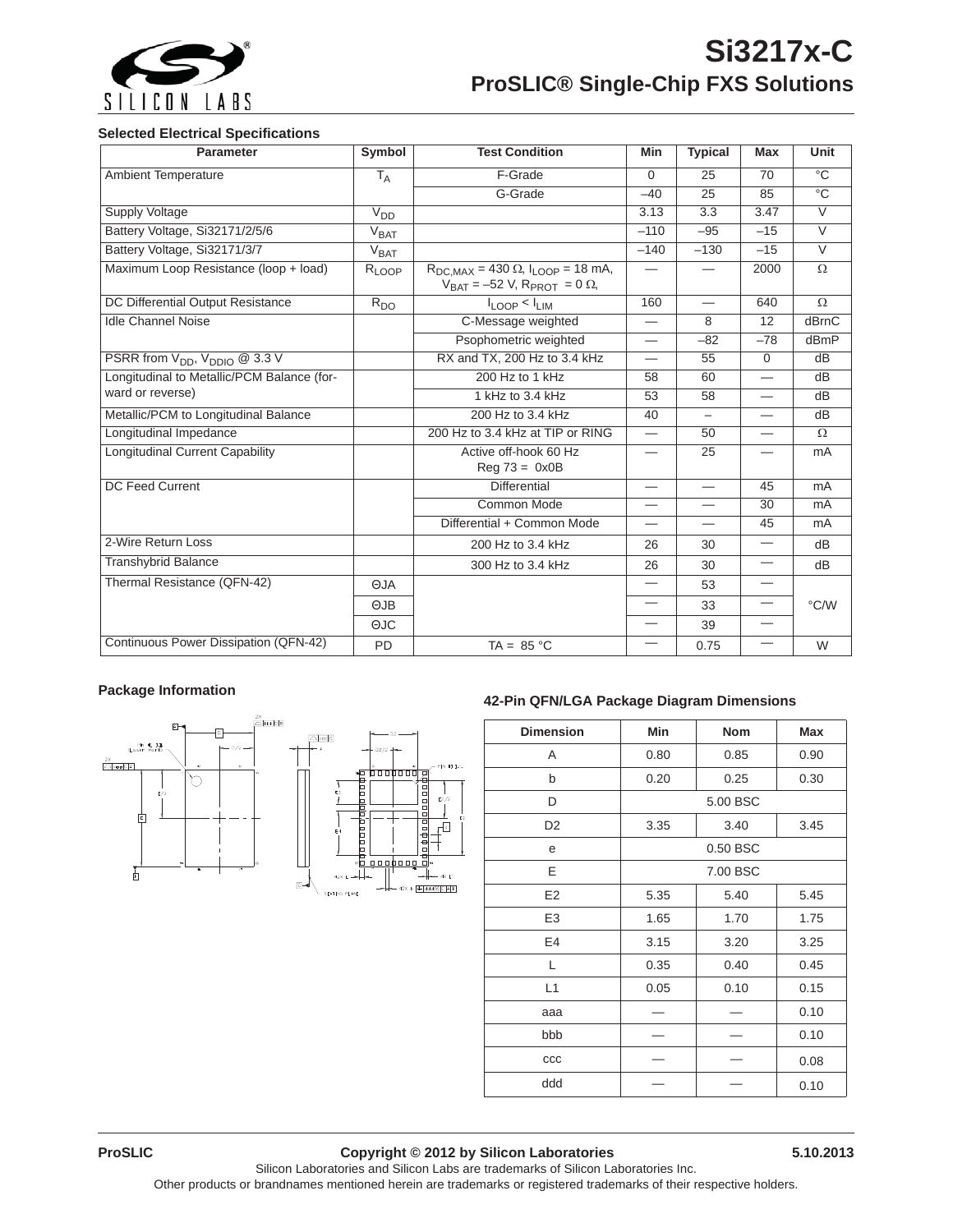## Selected Electrical Specifications

| Parameter | Symbol | Test Condition | Min | Typical | Max | Unit |
|---|---|---|---|---|---|---|
| Ambient Temperature | $T_A$ | F-Grade | 0 | 25 | 70 | °C |
| | | G-Grade | –40 | 25 | 85 | °C |
| Supply Voltage | $V_{DD}$ | | 3.13 | 3.3 | 3.47 | V |
| Battery Voltage, Si32171/2/5/6 | $V_{BAT}$ | | –110 | –95 | –15 | V |
| Battery Voltage, Si32171/3/7 | $V_{BAT}$ | | –140 | –130 | –15 | V |
| Maximum Loop Resistance (loop + load) | $R_{LOOP}$ | $R_{DC,MAX}$ = 430 Ω, $I_{LOOP}$ = 18 mA, $V_{BAT}$ = –52 V, $R_{PROT}$ = 0 Ω, | — | — | 2000 | Ω |
| DC Differential Output Resistance | $R_{DO}$ | $I_{LOOP} < I_{LIM}$ | 160 | — | 640 | Ω |
| Idle Channel Noise | | C-Message weighted | — | 8 | 12 | dBrnC |
| | | Psophometric weighted | — | –82 | –78 | dBmP |
| PSRR from $V_{DD}$, $V_{DDIO}$ @ 3.3 V | | RX and TX, 200 Hz to 3.4 kHz | — | 55 | 0 | dB |
| Longitudinal to Metallic/PCM Balance (forward or reverse) | | 200 Hz to 1 kHz | 58 | 60 | — | dB |
| | | 1 kHz to 3.4 kHz | 53 | 58 | — | dB |
| Metallic/PCM to Longitudinal Balance | | 200 Hz to 3.4 kHz | 40 | – | — | dB |
| Longitudinal Impedance | | 200 Hz to 3.4 kHz at TIP or RING | — | 50 | — | Ω |
| Longitudinal Current Capability | | Active off-hook 60 Hz Reg 73 = 0x0B | — | 25 | — | mA |
| DC Feed Current | | Differential | — | — | 45 | mA |
| | | Common Mode | — | — | 30 | mA |
| | | Differential + Common Mode | — | — | 45 | mA |
| 2-Wire Return Loss | | 200 Hz to 3.4 kHz | 26 | 30 | — | dB |
| Transhybrid Balance | | 300 Hz to 3.4 kHz | 26 | 30 | — | dB |
| Thermal Resistance (QFN-42) | ΘJA | | — | 53 | — | °C/W |
| | ΘJB | | — | 33 | — | °C/W |
| | ΘJC | | — | 39 | — | °C/W |
| Continuous Power Dissipation (QFN-42) | PD | TA = 85 °C | — | 0.75 | — | W |

## Package Information

### 42-Pin QFN/LGA Package Diagram Dimensions

| Dimension | Min | Nom | Max |
|---|---|---|---|
| A | 0.80 | 0.85 | 0.90 |
| b | 0.20 | 0.25 | 0.30 |
| D | | 5.00 BSC | |
| D2 | 3.35 | 3.40 | 3.45 |
| e | | 0.50 BSC | |
| E | | 7.00 BSC | |
| E2 | 5.35 | 5.40 | 5.45 |
| E3 | 1.65 | 1.70 | 1.75 |
| E4 | 3.15 | 3.20 | 3.25 |
| L | 0.35 | 0.40 | 0.45 |
| L1 | 0.05 | 0.10 | 0.15 |
| aaa | — | — | 0.10 |
| bbb | — | — | 0.10 |
| ccc | — | — | 0.08 |
| ddd | — | — | 0.10 |

ProSLIC Copyright © 2012 by Silicon Laboratories 5.10.2013

Silicon Laboratories and Silicon Labs are trademarks of Silicon Laboratories Inc.

Other products or brandnames mentioned herein are trademarks or registered trademarks of their respective holders.